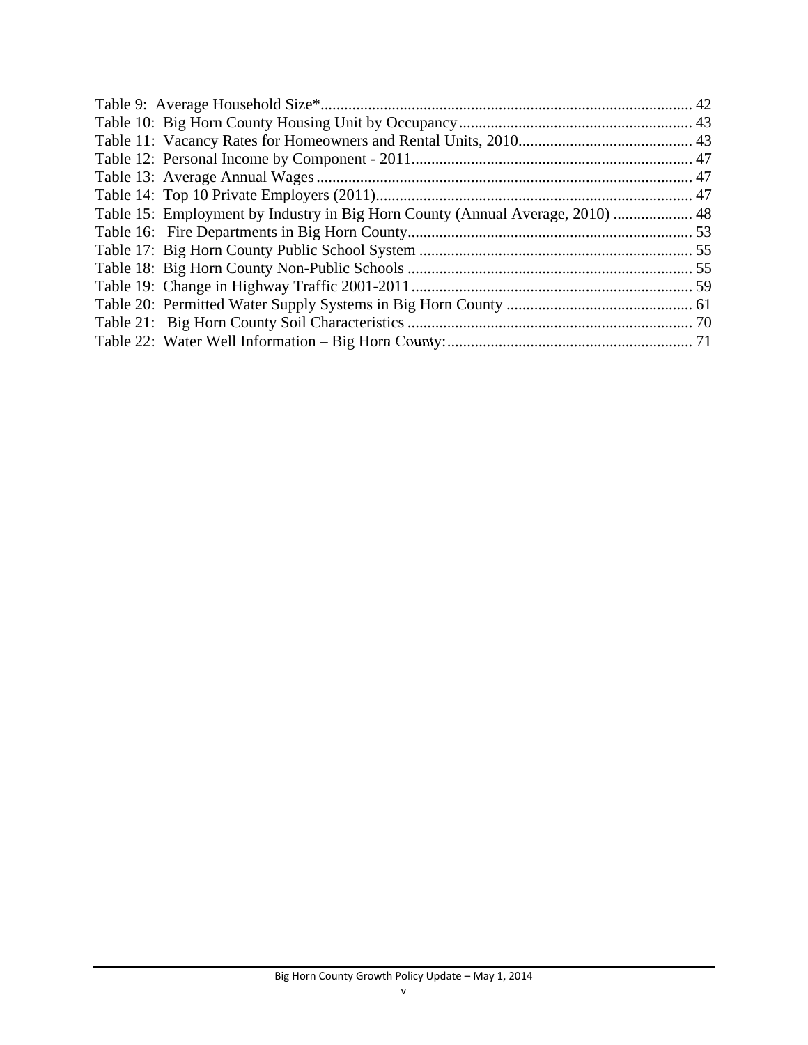Table 9: Average Household Size* ... 42
Table 10: Big Horn County Housing Unit by Occupancy ... 43
Table 11: Vacancy Rates for Homeowners and Rental Units, 2010 ... 43
Table 12: Personal Income by Component - 2011 ... 47
Table 13: Average Annual Wages ... 47
Table 14: Top 10 Private Employers (2011) ... 47
Table 15: Employment by Industry in Big Horn County (Annual Average, 2010) ... 48
Table 16: Fire Departments in Big Horn County ... 53
Table 17: Big Horn County Public School System ... 55
Table 18: Big Horn County Non-Public Schools ... 55
Table 19: Change in Highway Traffic 2001-2011 ... 59
Table 20: Permitted Water Supply Systems in Big Horn County ... 61
Table 21: Big Horn County Soil Characteristics ... 70
Table 22: Water Well Information – Big Horn County: ... 71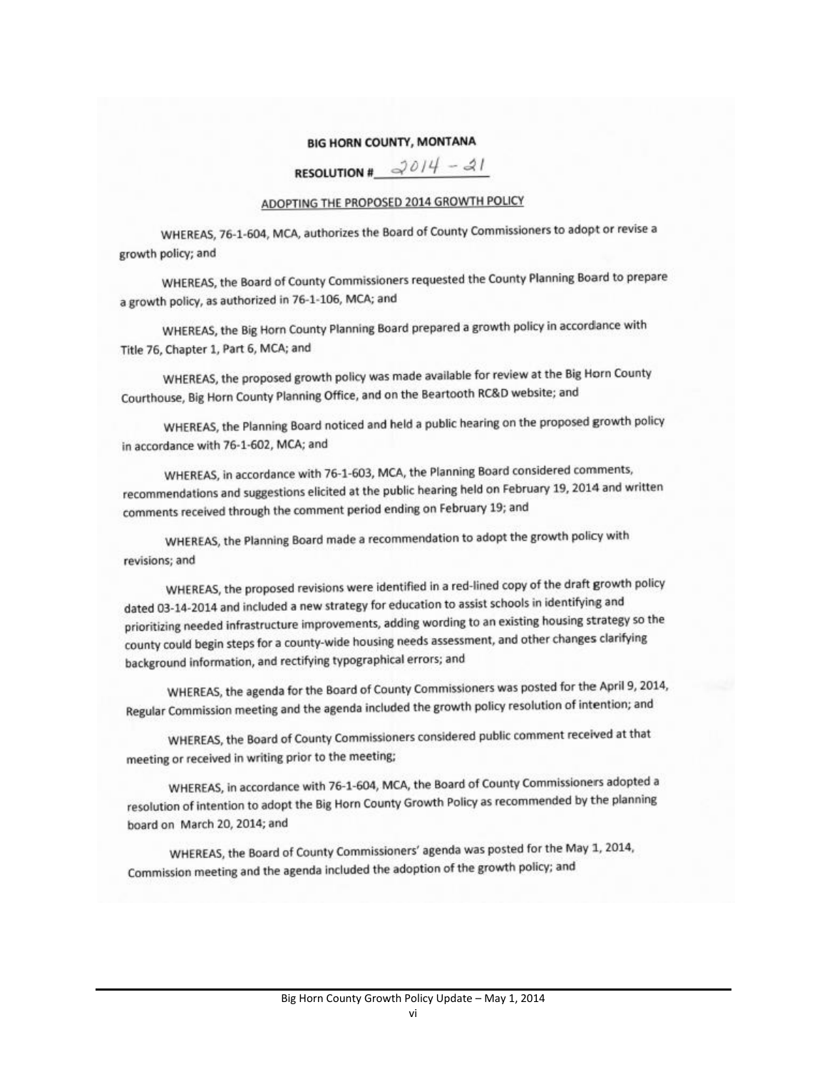**BIG HORN COUNTY, MONTANA**

**RESOLUTION #** 2014 - 21

ADOPTING THE PROPOSED 2014 GROWTH POLICY

WHEREAS, 76-1-604, MCA, authorizes the Board of County Commissioners to adopt or revise a growth policy; and

WHEREAS, the Board of County Commissioners requested the County Planning Board to prepare a growth policy, as authorized in 76-1-106, MCA; and

WHEREAS, the Big Horn County Planning Board prepared a growth policy in accordance with Title 76, Chapter 1, Part 6, MCA; and

WHEREAS, the proposed growth policy was made available for review at the Big Horn County Courthouse, Big Horn County Planning Office, and on the Beartooth RC&D website; and

WHEREAS, the Planning Board noticed and held a public hearing on the proposed growth policy in accordance with 76-1-602, MCA; and

WHEREAS, in accordance with 76-1-603, MCA, the Planning Board considered comments, recommendations and suggestions elicited at the public hearing held on February 19, 2014 and written comments received through the comment period ending on February 19; and

WHEREAS, the Planning Board made a recommendation to adopt the growth policy with revisions; and

WHEREAS, the proposed revisions were identified in a red-lined copy of the draft growth policy dated 03-14-2014 and included a new strategy for education to assist schools in identifying and prioritizing needed infrastructure improvements, adding wording to an existing housing strategy so the county could begin steps for a county-wide housing needs assessment, and other changes clarifying background information, and rectifying typographical errors; and

WHEREAS, the agenda for the Board of County Commissioners was posted for the April 9, 2014, Regular Commission meeting and the agenda included the growth policy resolution of intention; and

WHEREAS, the Board of County Commissioners considered public comment received at that meeting or received in writing prior to the meeting;

WHEREAS, in accordance with 76-1-604, MCA, the Board of County Commissioners adopted a resolution of intention to adopt the Big Horn County Growth Policy as recommended by the planning board on March 20, 2014; and

WHEREAS, the Board of County Commissioners' agenda was posted for the May 1, 2014, Commission meeting and the agenda included the adoption of the growth policy; and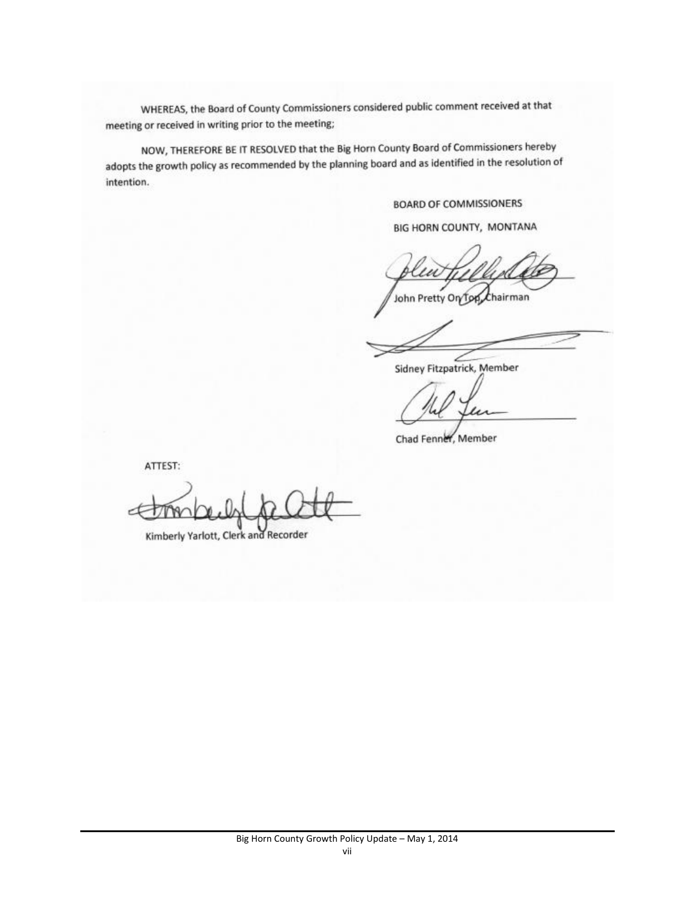WHEREAS, the Board of County Commissioners considered public comment received at that meeting or received in writing prior to the meeting;

NOW, THEREFORE BE IT RESOLVED that the Big Horn County Board of Commissioners hereby adopts the growth policy as recommended by the planning board and as identified in the resolution of intention.

BOARD OF COMMISSIONERS

BIG HORN COUNTY, MONTANA

John Pretty On Top, Chairman

Sidney Fitzpatrick, Member

Chad Fenner, Member

ATTEST:

Kimberly Yarlott, Clerk and Recorder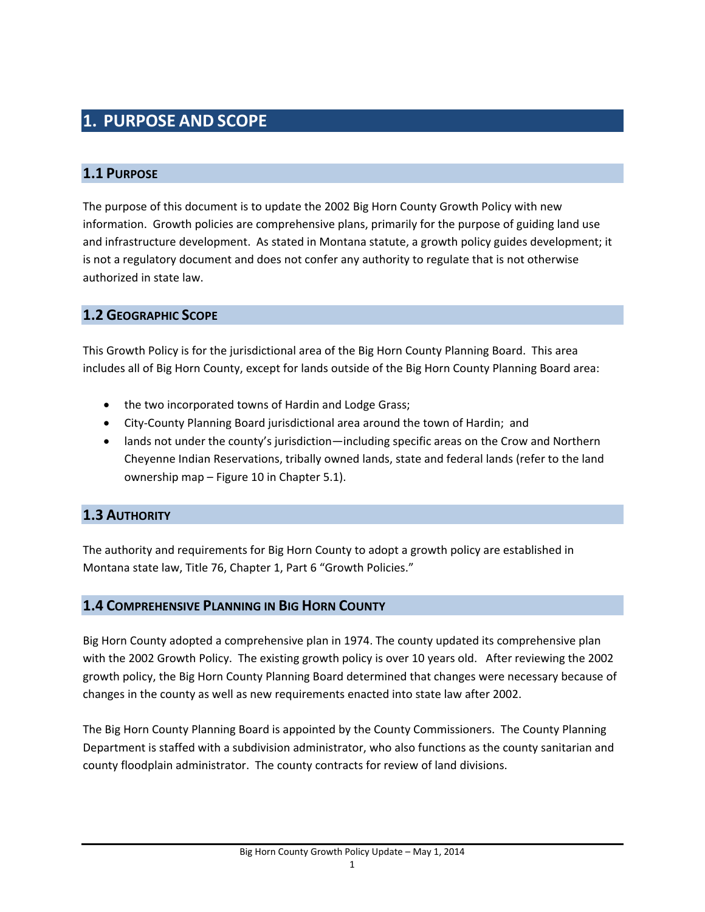# 1. PURPOSE AND SCOPE

## 1.1 PURPOSE

The purpose of this document is to update the 2002 Big Horn County Growth Policy with new information. Growth policies are comprehensive plans, primarily for the purpose of guiding land use and infrastructure development. As stated in Montana statute, a growth policy guides development; it is not a regulatory document and does not confer any authority to regulate that is not otherwise authorized in state law.

## 1.2 GEOGRAPHIC SCOPE

This Growth Policy is for the jurisdictional area of the Big Horn County Planning Board. This area includes all of Big Horn County, except for lands outside of the Big Horn County Planning Board area:

- the two incorporated towns of Hardin and Lodge Grass;
- City-County Planning Board jurisdictional area around the town of Hardin; and
- lands not under the county's jurisdiction—including specific areas on the Crow and Northern Cheyenne Indian Reservations, tribally owned lands, state and federal lands (refer to the land ownership map – Figure 10 in Chapter 5.1).

## 1.3 AUTHORITY

The authority and requirements for Big Horn County to adopt a growth policy are established in Montana state law, Title 76, Chapter 1, Part 6 "Growth Policies."

## 1.4 COMPREHENSIVE PLANNING IN BIG HORN COUNTY

Big Horn County adopted a comprehensive plan in 1974. The county updated its comprehensive plan with the 2002 Growth Policy. The existing growth policy is over 10 years old. After reviewing the 2002 growth policy, the Big Horn County Planning Board determined that changes were necessary because of changes in the county as well as new requirements enacted into state law after 2002.

The Big Horn County Planning Board is appointed by the County Commissioners. The County Planning Department is staffed with a subdivision administrator, who also functions as the county sanitarian and county floodplain administrator. The county contracts for review of land divisions.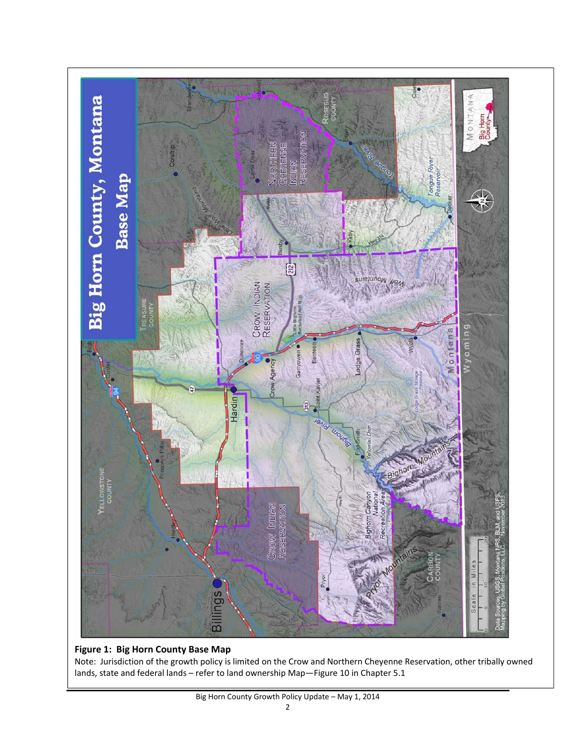**Figure 1: Big Horn County Base Map**

Note: Jurisdiction of the growth policy is limited on the Crow and Northern Cheyenne Reservation, other tribally owned lands, state and federal lands – refer to land ownership Map—Figure 10 in Chapter 5.1